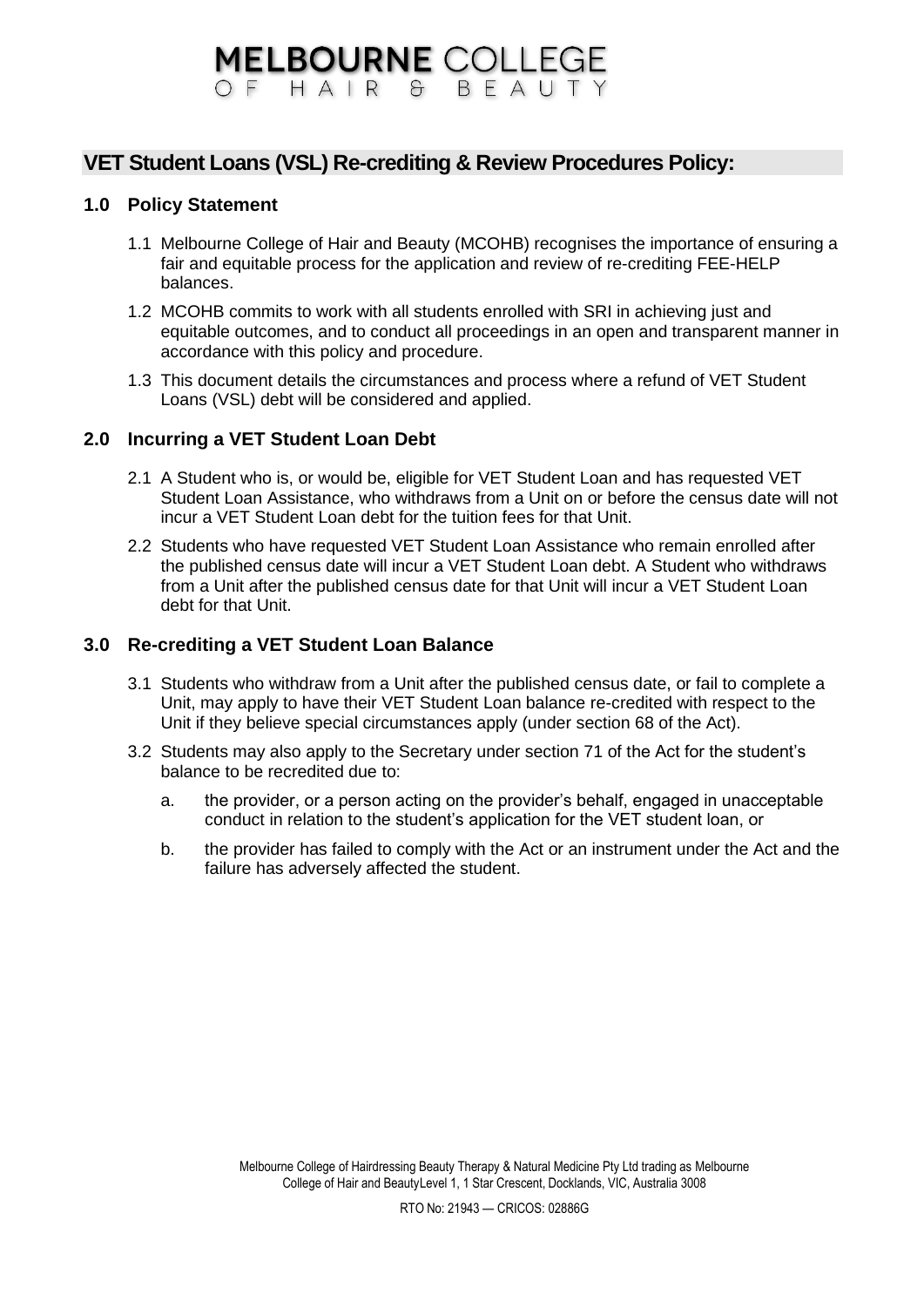# MELBOURNE COLLEGE OF HAIR & BEAUTY

## VET Student Loans (VSL) Re-crediting & Review Procedures Policy:

### 1.0 Policy Statement

1.1 Melbourne College of Hair and Beauty (MCOHB) recognises the importance of ensuring a fair and equitable process for the application and review of re-crediting FEE-HELP balances.

1.2 MCOHB commits to work with all students enrolled with SRI in achieving just and equitable outcomes, and to conduct all proceedings in an open and transparent manner in accordance with this policy and procedure.

1.3 This document details the circumstances and process where a refund of VET Student Loans (VSL) debt will be considered and applied.

### 2.0 Incurring a VET Student Loan Debt

2.1 A Student who is, or would be, eligible for VET Student Loan and has requested VET Student Loan Assistance, who withdraws from a Unit on or before the census date will not incur a VET Student Loan debt for the tuition fees for that Unit.

2.2 Students who have requested VET Student Loan Assistance who remain enrolled after the published census date will incur a VET Student Loan debt. A Student who withdraws from a Unit after the published census date for that Unit will incur a VET Student Loan debt for that Unit.

### 3.0 Re-crediting a VET Student Loan Balance

3.1 Students who withdraw from a Unit after the published census date, or fail to complete a Unit, may apply to have their VET Student Loan balance re-credited with respect to the Unit if they believe special circumstances apply (under section 68 of the Act).

3.2 Students may also apply to the Secretary under section 71 of the Act for the student's balance to be recredited due to:

a. the provider, or a person acting on the provider's behalf, engaged in unacceptable conduct in relation to the student's application for the VET student loan, or

b. the provider has failed to comply with the Act or an instrument under the Act and the failure has adversely affected the student.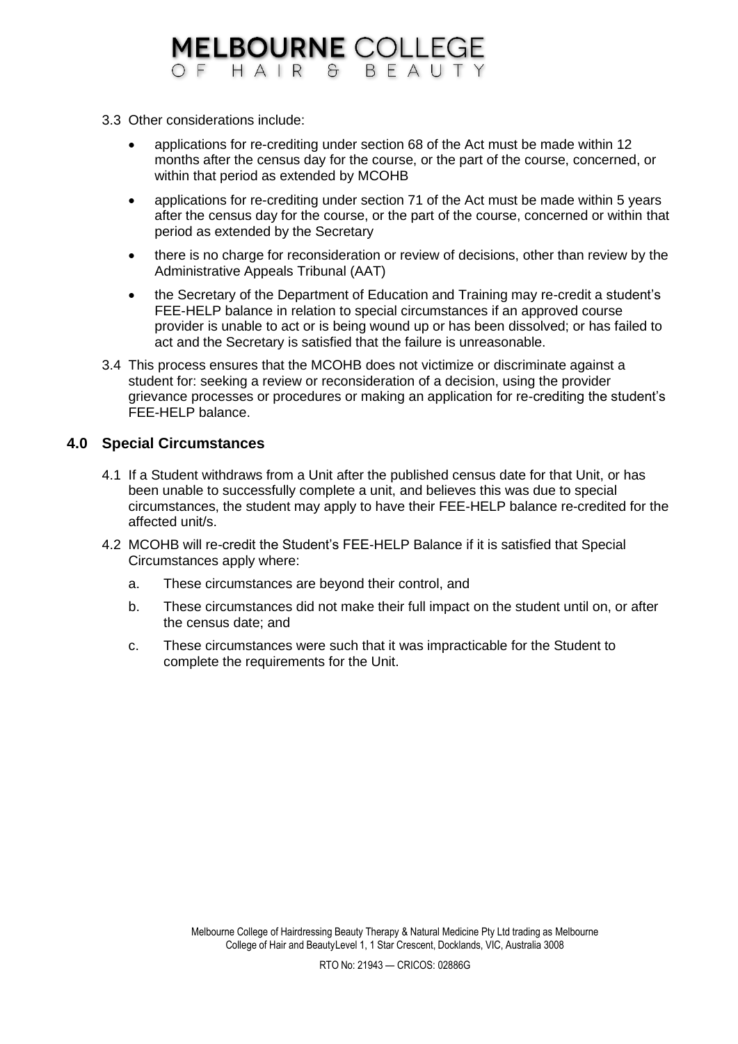3.3 Other considerations include:

- applications for re-crediting under section 68 of the Act must be made within 12 months after the census day for the course, or the part of the course, concerned, or within that period as extended by MCOHB
- applications for re-crediting under section 71 of the Act must be made within 5 years after the census day for the course, or the part of the course, concerned or within that period as extended by the Secretary
- there is no charge for reconsideration or review of decisions, other than review by the Administrative Appeals Tribunal (AAT)
- the Secretary of the Department of Education and Training may re-credit a student's FEE-HELP balance in relation to special circumstances if an approved course provider is unable to act or is being wound up or has been dissolved; or has failed to act and the Secretary is satisfied that the failure is unreasonable.

3.4 This process ensures that the MCOHB does not victimize or discriminate against a student for: seeking a review or reconsideration of a decision, using the provider grievance processes or procedures or making an application for re-crediting the student's FEE-HELP balance.

## 4.0 Special Circumstances

4.1 If a Student withdraws from a Unit after the published census date for that Unit, or has been unable to successfully complete a unit, and believes this was due to special circumstances, the student may apply to have their FEE-HELP balance re-credited for the affected unit/s.

4.2 MCOHB will re-credit the Student's FEE-HELP Balance if it is satisfied that Special Circumstances apply where:

a. These circumstances are beyond their control, and

b. These circumstances did not make their full impact on the student until on, or after the census date; and

c. These circumstances were such that it was impracticable for the Student to complete the requirements for the Unit.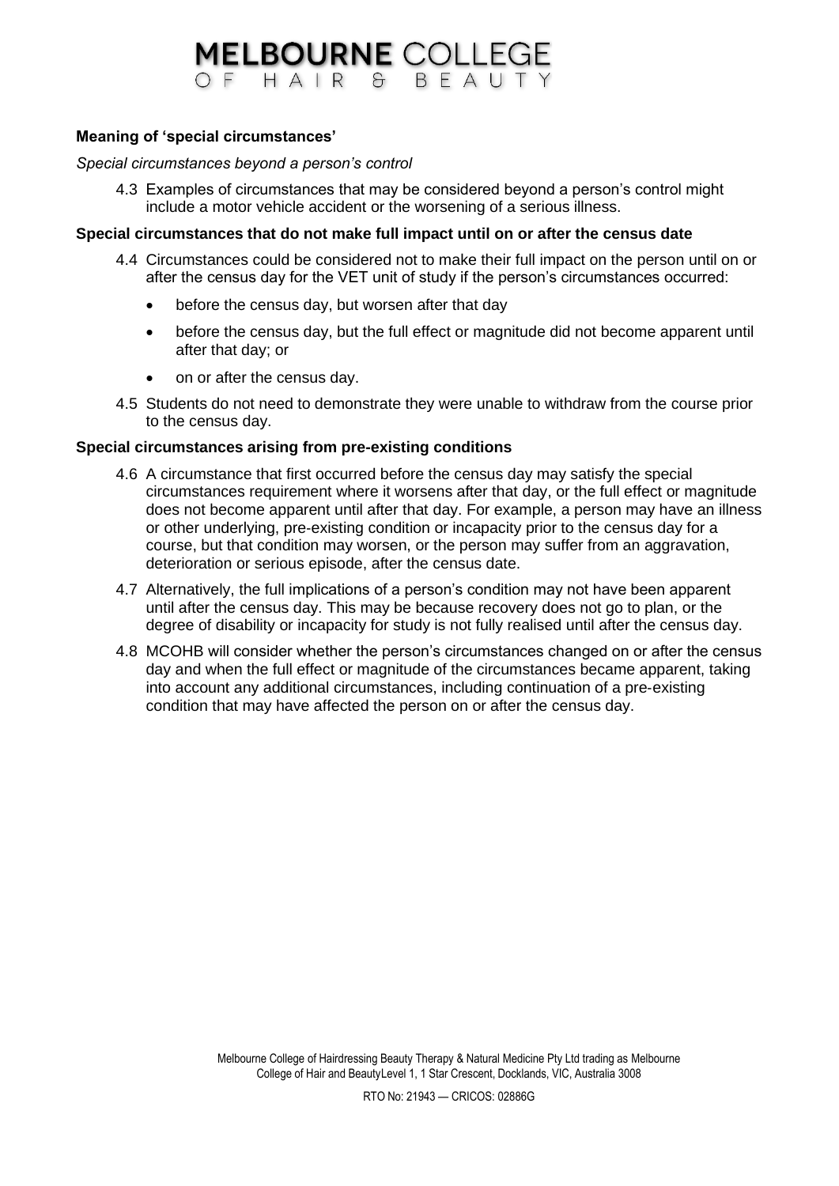### Meaning of 'special circumstances'

*Special circumstances beyond a person's control*

4.3 Examples of circumstances that may be considered beyond a person's control might include a motor vehicle accident or the worsening of a serious illness.

### Special circumstances that do not make full impact until on or after the census date

4.4 Circumstances could be considered not to make their full impact on the person until on or after the census day for the VET unit of study if the person's circumstances occurred:

- before the census day, but worsen after that day
- before the census day, but the full effect or magnitude did not become apparent until after that day; or
- on or after the census day.

4.5 Students do not need to demonstrate they were unable to withdraw from the course prior to the census day.

### Special circumstances arising from pre-existing conditions

4.6 A circumstance that first occurred before the census day may satisfy the special circumstances requirement where it worsens after that day, or the full effect or magnitude does not become apparent until after that day. For example, a person may have an illness or other underlying, pre-existing condition or incapacity prior to the census day for a course, but that condition may worsen, or the person may suffer from an aggravation, deterioration or serious episode, after the census date.

4.7 Alternatively, the full implications of a person's condition may not have been apparent until after the census day. This may be because recovery does not go to plan, or the degree of disability or incapacity for study is not fully realised until after the census day.

4.8 MCOHB will consider whether the person's circumstances changed on or after the census day and when the full effect or magnitude of the circumstances became apparent, taking into account any additional circumstances, including continuation of a pre-existing condition that may have affected the person on or after the census day.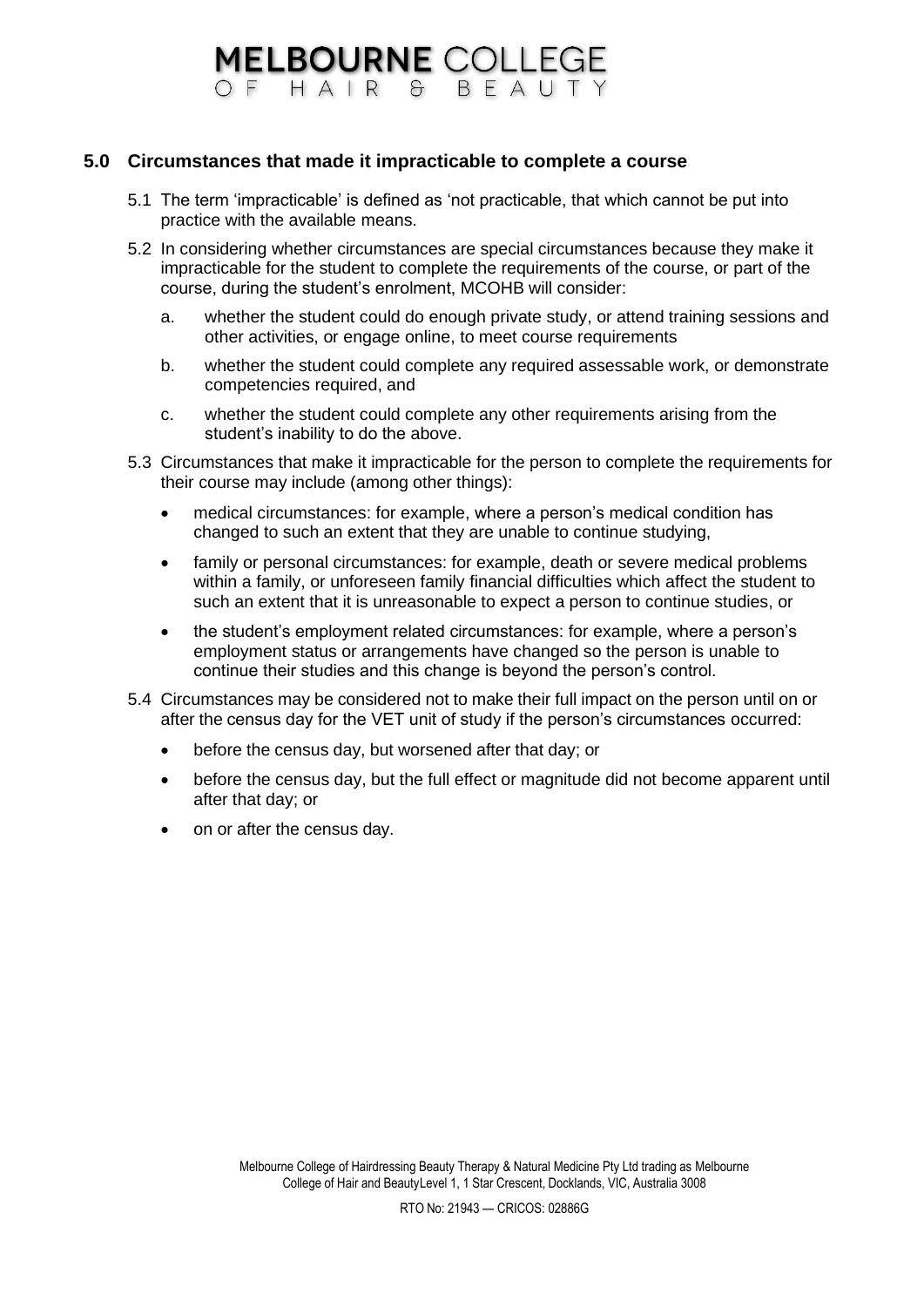## 5.0 Circumstances that made it impracticable to complete a course

5.1 The term 'impracticable' is defined as 'not practicable, that which cannot be put into practice with the available means.

5.2 In considering whether circumstances are special circumstances because they make it impracticable for the student to complete the requirements of the course, or part of the course, during the student's enrolment, MCOHB will consider:

a. whether the student could do enough private study, or attend training sessions and other activities, or engage online, to meet course requirements

b. whether the student could complete any required assessable work, or demonstrate competencies required, and

c. whether the student could complete any other requirements arising from the student's inability to do the above.

5.3 Circumstances that make it impracticable for the person to complete the requirements for their course may include (among other things):

- medical circumstances: for example, where a person's medical condition has changed to such an extent that they are unable to continue studying,
- family or personal circumstances: for example, death or severe medical problems within a family, or unforeseen family financial difficulties which affect the student to such an extent that it is unreasonable to expect a person to continue studies, or
- the student's employment related circumstances: for example, where a person's employment status or arrangements have changed so the person is unable to continue their studies and this change is beyond the person's control.

5.4 Circumstances may be considered not to make their full impact on the person until on or after the census day for the VET unit of study if the person's circumstances occurred:

- before the census day, but worsened after that day; or
- before the census day, but the full effect or magnitude did not become apparent until after that day; or
- on or after the census day.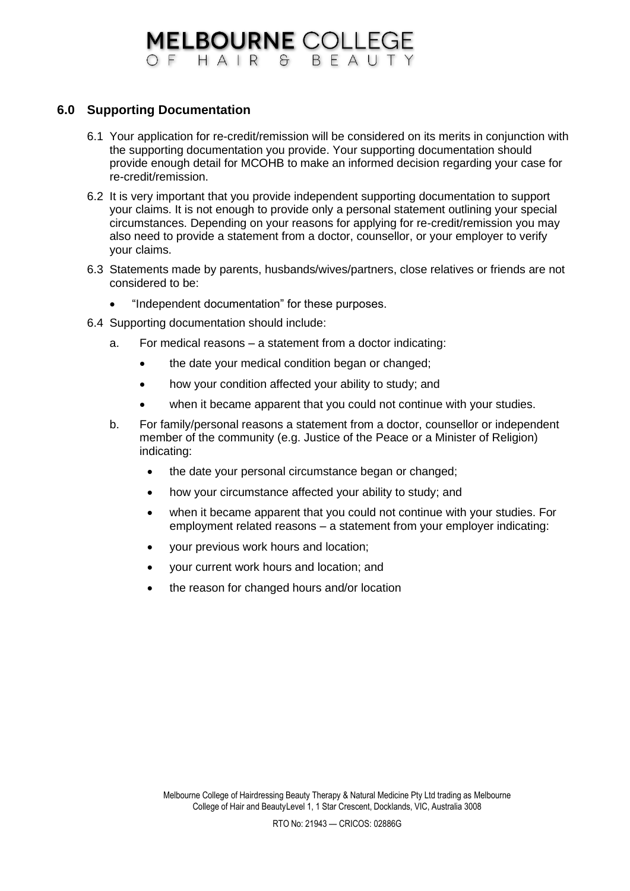## 6.0 Supporting Documentation

6.1 Your application for re-credit/remission will be considered on its merits in conjunction with the supporting documentation you provide. Your supporting documentation should provide enough detail for MCOHB to make an informed decision regarding your case for re-credit/remission.

6.2 It is very important that you provide independent supporting documentation to support your claims. It is not enough to provide only a personal statement outlining your special circumstances. Depending on your reasons for applying for re-credit/remission you may also need to provide a statement from a doctor, counsellor, or your employer to verify your claims.

6.3 Statements made by parents, husbands/wives/partners, close relatives or friends are not considered to be:

- "Independent documentation" for these purposes.

6.4 Supporting documentation should include:

a. For medical reasons – a statement from a doctor indicating:
   - the date your medical condition began or changed;
   - how your condition affected your ability to study; and
   - when it became apparent that you could not continue with your studies.

b. For family/personal reasons a statement from a doctor, counsellor or independent member of the community (e.g. Justice of the Peace or a Minister of Religion) indicating:
   - the date your personal circumstance began or changed;
   - how your circumstance affected your ability to study; and
   - when it became apparent that you could not continue with your studies. For employment related reasons – a statement from your employer indicating:
   - your previous work hours and location;
   - your current work hours and location; and
   - the reason for changed hours and/or location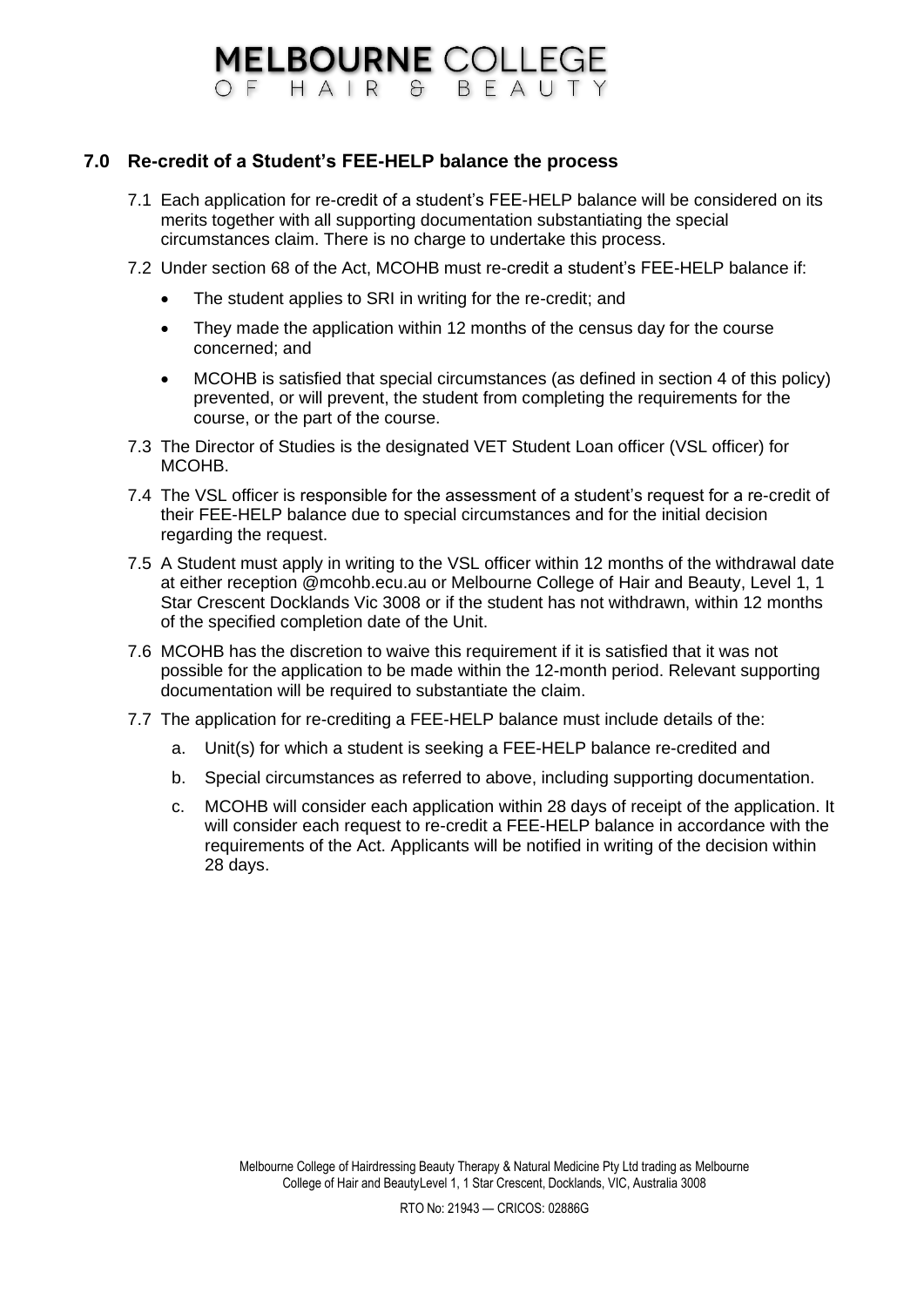## 7.0 Re-credit of a Student's FEE-HELP balance the process

7.1 Each application for re-credit of a student's FEE-HELP balance will be considered on its merits together with all supporting documentation substantiating the special circumstances claim. There is no charge to undertake this process.

7.2 Under section 68 of the Act, MCOHB must re-credit a student's FEE-HELP balance if:

- The student applies to SRI in writing for the re-credit; and
- They made the application within 12 months of the census day for the course concerned; and
- MCOHB is satisfied that special circumstances (as defined in section 4 of this policy) prevented, or will prevent, the student from completing the requirements for the course, or the part of the course.

7.3 The Director of Studies is the designated VET Student Loan officer (VSL officer) for MCOHB.

7.4 The VSL officer is responsible for the assessment of a student's request for a re-credit of their FEE-HELP balance due to special circumstances and for the initial decision regarding the request.

7.5 A Student must apply in writing to the VSL officer within 12 months of the withdrawal date at either reception @mcohb.ecu.au or Melbourne College of Hair and Beauty, Level 1, 1 Star Crescent Docklands Vic 3008 or if the student has not withdrawn, within 12 months of the specified completion date of the Unit.

7.6 MCOHB has the discretion to waive this requirement if it is satisfied that it was not possible for the application to be made within the 12-month period. Relevant supporting documentation will be required to substantiate the claim.

7.7 The application for re-crediting a FEE-HELP balance must include details of the:

a. Unit(s) for which a student is seeking a FEE-HELP balance re-credited and

b. Special circumstances as referred to above, including supporting documentation.

c. MCOHB will consider each application within 28 days of receipt of the application. It will consider each request to re-credit a FEE-HELP balance in accordance with the requirements of the Act. Applicants will be notified in writing of the decision within 28 days.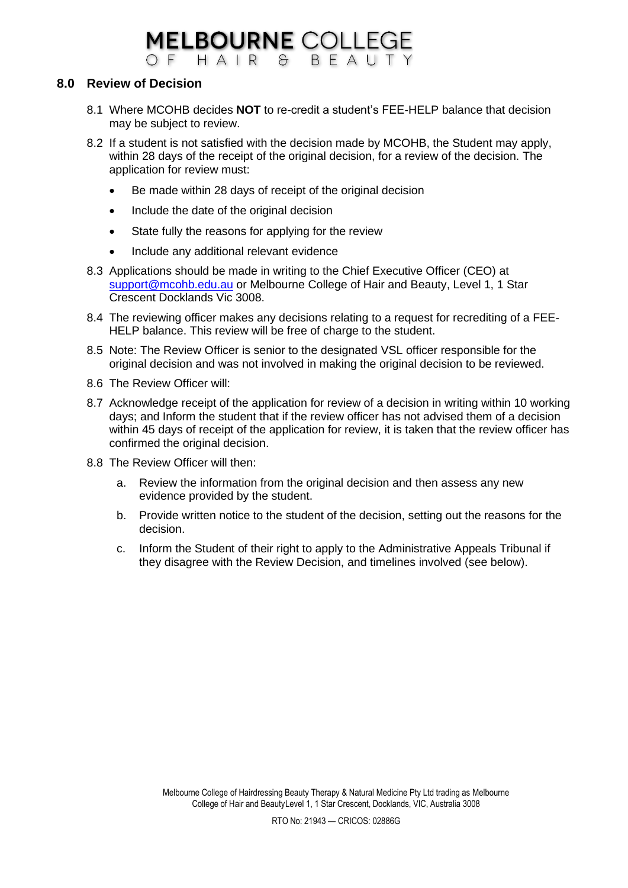## 8.0 Review of Decision

8.1 Where MCOHB decides **NOT** to re-credit a student's FEE-HELP balance that decision may be subject to review.

8.2 If a student is not satisfied with the decision made by MCOHB, the Student may apply, within 28 days of the receipt of the original decision, for a review of the decision. The application for review must:

- Be made within 28 days of receipt of the original decision
- Include the date of the original decision
- State fully the reasons for applying for the review
- Include any additional relevant evidence

8.3 Applications should be made in writing to the Chief Executive Officer (CEO) at [support@mcohb.edu.au](mailto:support@mcohb.edu.au) or Melbourne College of Hair and Beauty, Level 1, 1 Star Crescent Docklands Vic 3008.

8.4 The reviewing officer makes any decisions relating to a request for recrediting of a FEE-HELP balance. This review will be free of charge to the student.

8.5 Note: The Review Officer is senior to the designated VSL officer responsible for the original decision and was not involved in making the original decision to be reviewed.

8.6 The Review Officer will:

8.7 Acknowledge receipt of the application for review of a decision in writing within 10 working days; and Inform the student that if the review officer has not advised them of a decision within 45 days of receipt of the application for review, it is taken that the review officer has confirmed the original decision.

8.8 The Review Officer will then:

a. Review the information from the original decision and then assess any new evidence provided by the student.

b. Provide written notice to the student of the decision, setting out the reasons for the decision.

c. Inform the Student of their right to apply to the Administrative Appeals Tribunal if they disagree with the Review Decision, and timelines involved (see below).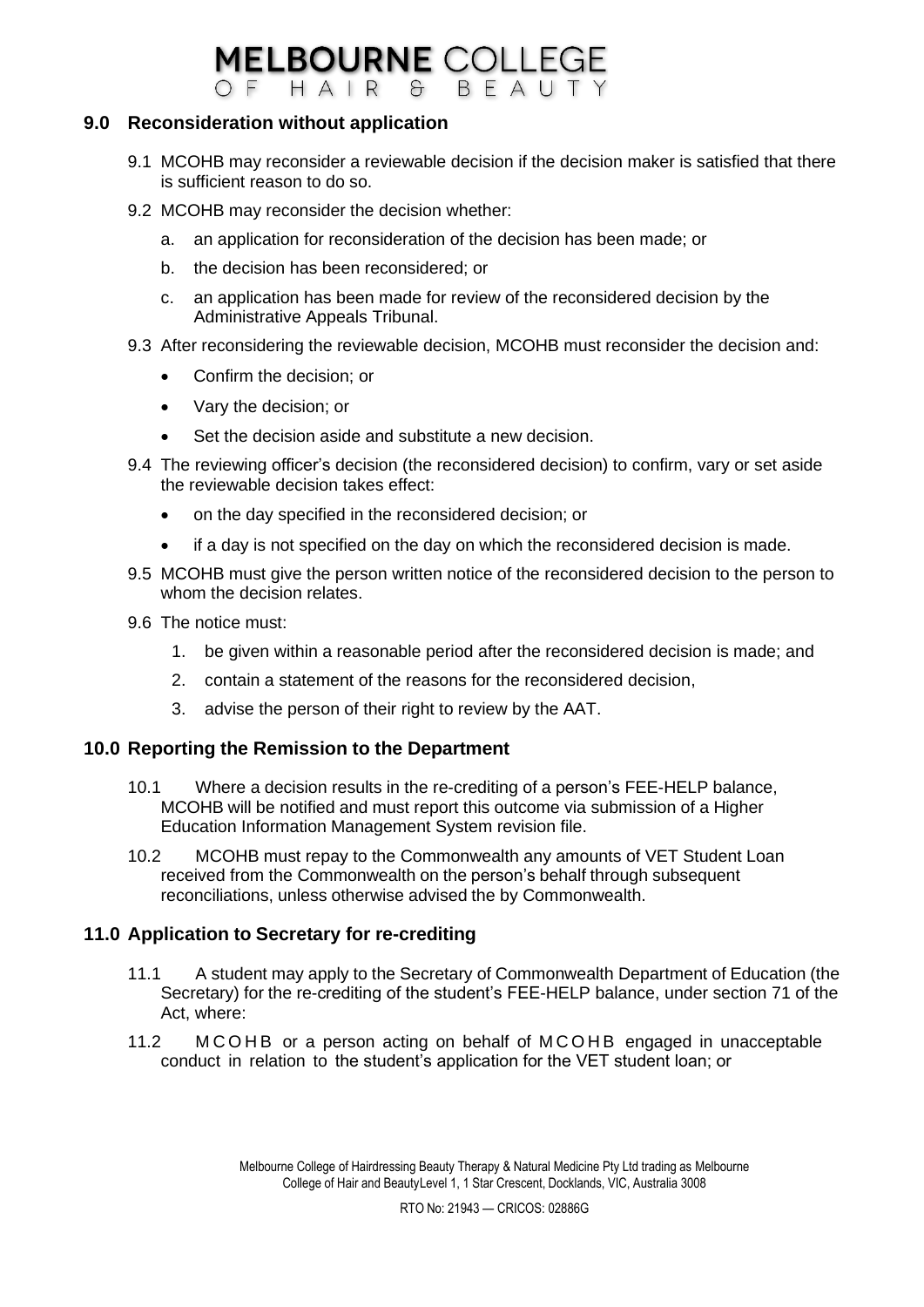## 9.0 Reconsideration without application

9.1 MCOHB may reconsider a reviewable decision if the decision maker is satisfied that there is sufficient reason to do so.

9.2 MCOHB may reconsider the decision whether:

a. an application for reconsideration of the decision has been made; or

b. the decision has been reconsidered; or

c. an application has been made for review of the reconsidered decision by the Administrative Appeals Tribunal.

9.3 After reconsidering the reviewable decision, MCOHB must reconsider the decision and:

- Confirm the decision; or
- Vary the decision; or
- Set the decision aside and substitute a new decision.

9.4 The reviewing officer's decision (the reconsidered decision) to confirm, vary or set aside the reviewable decision takes effect:

- on the day specified in the reconsidered decision; or
- if a day is not specified on the day on which the reconsidered decision is made.

9.5 MCOHB must give the person written notice of the reconsidered decision to the person to whom the decision relates.

9.6 The notice must:

1. be given within a reasonable period after the reconsidered decision is made; and
2. contain a statement of the reasons for the reconsidered decision,
3. advise the person of their right to review by the AAT.

## 10.0 Reporting the Remission to the Department

10.1 Where a decision results in the re-crediting of a person's FEE-HELP balance, MCOHB will be notified and must report this outcome via submission of a Higher Education Information Management System revision file.

10.2 MCOHB must repay to the Commonwealth any amounts of VET Student Loan received from the Commonwealth on the person's behalf through subsequent reconciliations, unless otherwise advised the by Commonwealth.

## 11.0 Application to Secretary for re-crediting

11.1 A student may apply to the Secretary of Commonwealth Department of Education (the Secretary) for the re-crediting of the student's FEE-HELP balance, under section 71 of the Act, where:

11.2 MCOHB or a person acting on behalf of MCOHB engaged in unacceptable conduct in relation to the student's application for the VET student loan; or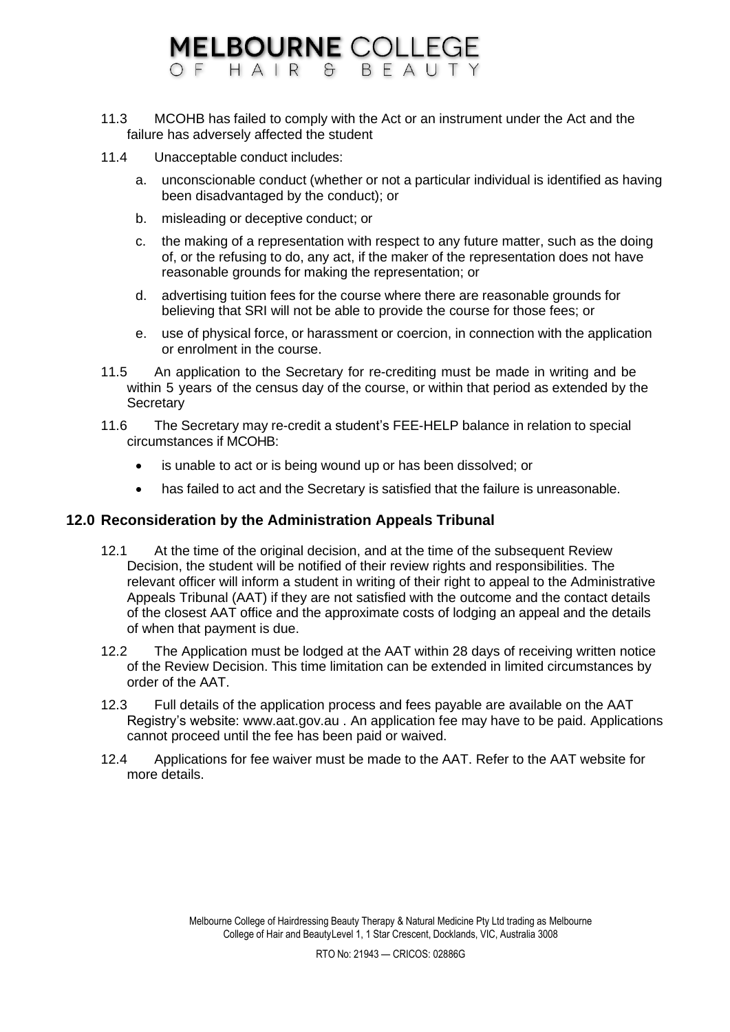11.3 MCOHB has failed to comply with the Act or an instrument under the Act and the failure has adversely affected the student

11.4 Unacceptable conduct includes:

a. unconscionable conduct (whether or not a particular individual is identified as having been disadvantaged by the conduct); or

b. misleading or deceptive conduct; or

c. the making of a representation with respect to any future matter, such as the doing of, or the refusing to do, any act, if the maker of the representation does not have reasonable grounds for making the representation; or

d. advertising tuition fees for the course where there are reasonable grounds for believing that SRI will not be able to provide the course for those fees; or

e. use of physical force, or harassment or coercion, in connection with the application or enrolment in the course.

11.5 An application to the Secretary for re-crediting must be made in writing and be within 5 years of the census day of the course, or within that period as extended by the Secretary

11.6 The Secretary may re-credit a student's FEE-HELP balance in relation to special circumstances if MCOHB:

- is unable to act or is being wound up or has been dissolved; or
- has failed to act and the Secretary is satisfied that the failure is unreasonable.

## 12.0 Reconsideration by the Administration Appeals Tribunal

12.1 At the time of the original decision, and at the time of the subsequent Review Decision, the student will be notified of their review rights and responsibilities. The relevant officer will inform a student in writing of their right to appeal to the Administrative Appeals Tribunal (AAT) if they are not satisfied with the outcome and the contact details of the closest AAT office and the approximate costs of lodging an appeal and the details of when that payment is due.

12.2 The Application must be lodged at the AAT within 28 days of receiving written notice of the Review Decision. This time limitation can be extended in limited circumstances by order of the AAT.

12.3 Full details of the application process and fees payable are available on the AAT Registry's website: www.aat.gov.au . An application fee may have to be paid. Applications cannot proceed until the fee has been paid or waived.

12.4 Applications for fee waiver must be made to the AAT. Refer to the AAT website for more details.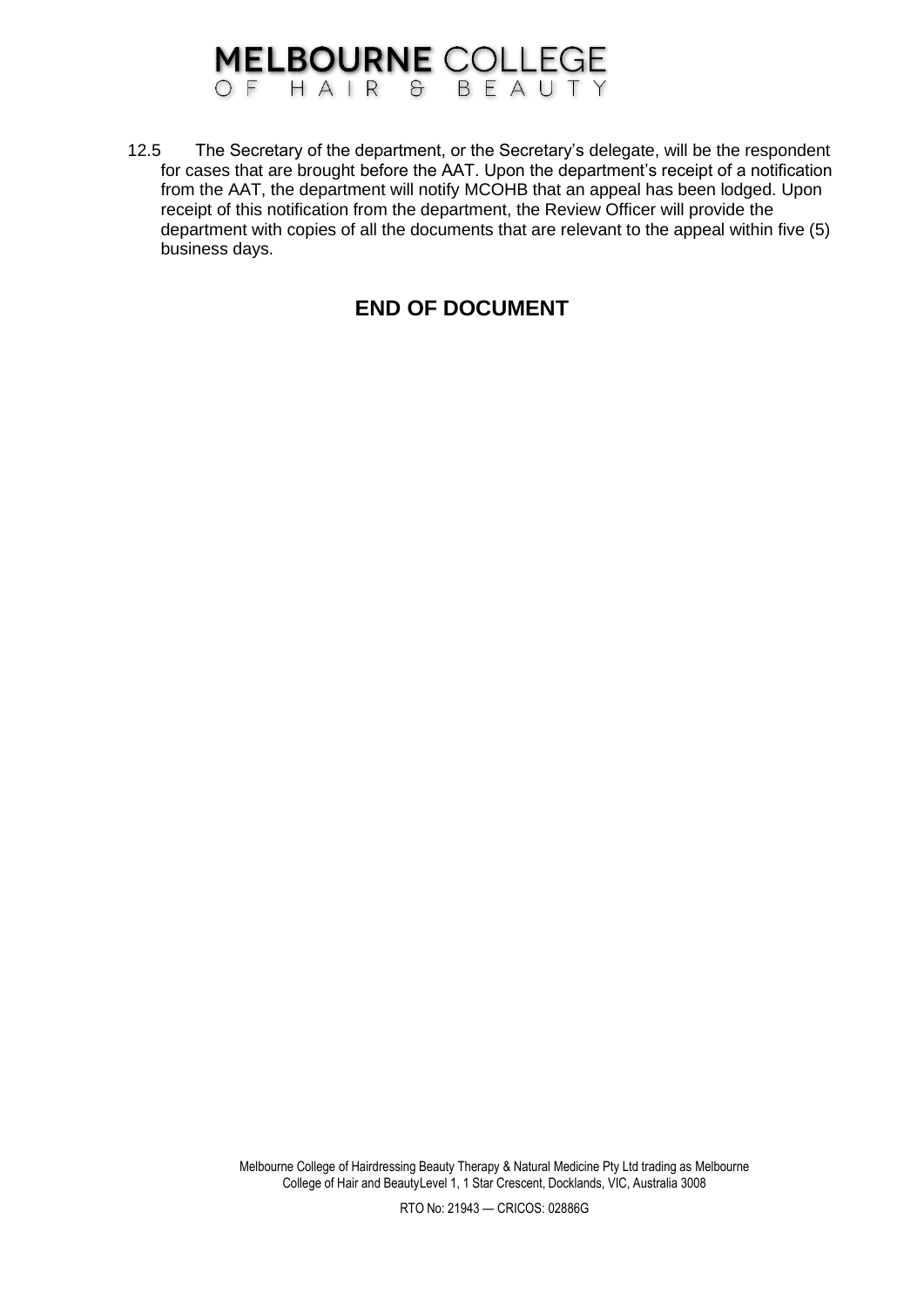12.5 The Secretary of the department, or the Secretary's delegate, will be the respondent for cases that are brought before the AAT. Upon the department's receipt of a notification from the AAT, the department will notify MCOHB that an appeal has been lodged. Upon receipt of this notification from the department, the Review Officer will provide the department with copies of all the documents that are relevant to the appeal within five (5) business days.

## END OF DOCUMENT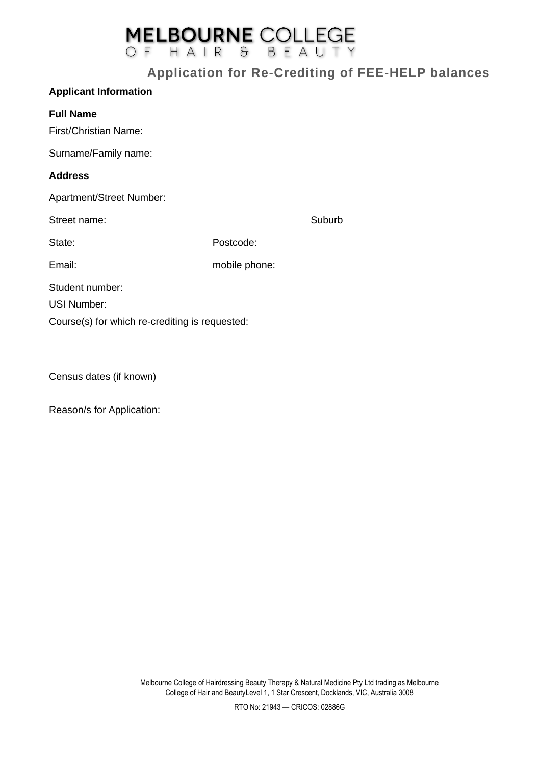# MELBOURNE COLLEGE OF HAIR & BEAUTY

## Application for Re-Crediting of FEE-HELP balances

**Applicant Information**

**Full Name**

First/Christian Name:

Surname/Family name:

**Address**

Apartment/Street Number:

Street name: Suburb

State: Postcode:

Email: mobile phone:

Student number:

USI Number:

Course(s) for which re-crediting is requested:

Census dates (if known)

Reason/s for Application:

Melbourne College of Hairdressing Beauty Therapy & Natural Medicine Pty Ltd trading as Melbourne College of Hair and BeautyLevel 1, 1 Star Crescent, Docklands, VIC, Australia 3008

RTO No: 21943 — CRICOS: 02886G